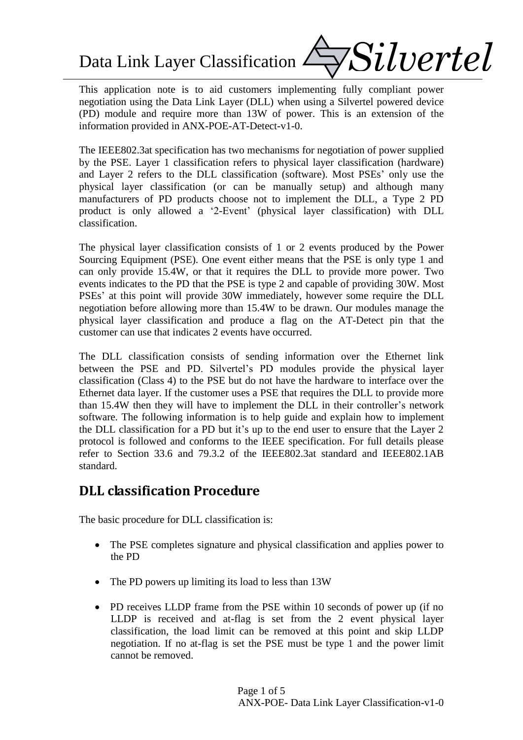# Data Link Layer Classification

This application note is to aid customers implementing fully compliant power negotiation using the Data Link Layer (DLL) when using a Silvertel powered device (PD) module and require more than 13W of power. This is an extension of the information provided in ANX-POE-AT-Detect-v1-0.

The IEEE802.3at specification has two mechanisms for negotiation of power supplied by the PSE. Layer 1 classification refers to physical layer classification (hardware) and Layer 2 refers to the DLL classification (software). Most PSEs' only use the physical layer classification (or can be manually setup) and although many manufacturers of PD products choose not to implement the DLL, a Type 2 PD product is only allowed a '2-Event' (physical layer classification) with DLL classification.

The physical layer classification consists of 1 or 2 events produced by the Power Sourcing Equipment (PSE). One event either means that the PSE is only type 1 and can only provide 15.4W, or that it requires the DLL to provide more power. Two events indicates to the PD that the PSE is type 2 and capable of providing 30W. Most PSEs' at this point will provide 30W immediately, however some require the DLL negotiation before allowing more than 15.4W to be drawn. Our modules manage the physical layer classification and produce a flag on the AT-Detect pin that the customer can use that indicates 2 events have occurred.

The DLL classification consists of sending information over the Ethernet link between the PSE and PD. Silvertel's PD modules provide the physical layer classification (Class 4) to the PSE but do not have the hardware to interface over the Ethernet data layer. If the customer uses a PSE that requires the DLL to provide more than 15.4W then they will have to implement the DLL in their controller's network software. The following information is to help guide and explain how to implement the DLL classification for a PD but it's up to the end user to ensure that the Layer 2 protocol is followed and conforms to the IEEE specification. For full details please refer to Section 33.6 and 79.3.2 of the IEEE802.3at standard and IEEE802.1AB standard.

## DLL classification Procedure

The basic procedure for DLL classification is:

- The PSE completes signature and physical classification and applies power to the PD
- The PD powers up limiting its load to less than 13W
- PD receives LLDP frame from the PSE within 10 seconds of power up (if no LLDP is received and at-flag is set from the 2 event physical layer classification, the load limit can be removed at this point and skip LLDP negotiation. If no at-flag is set the PSE must be type 1 and the power limit cannot be removed.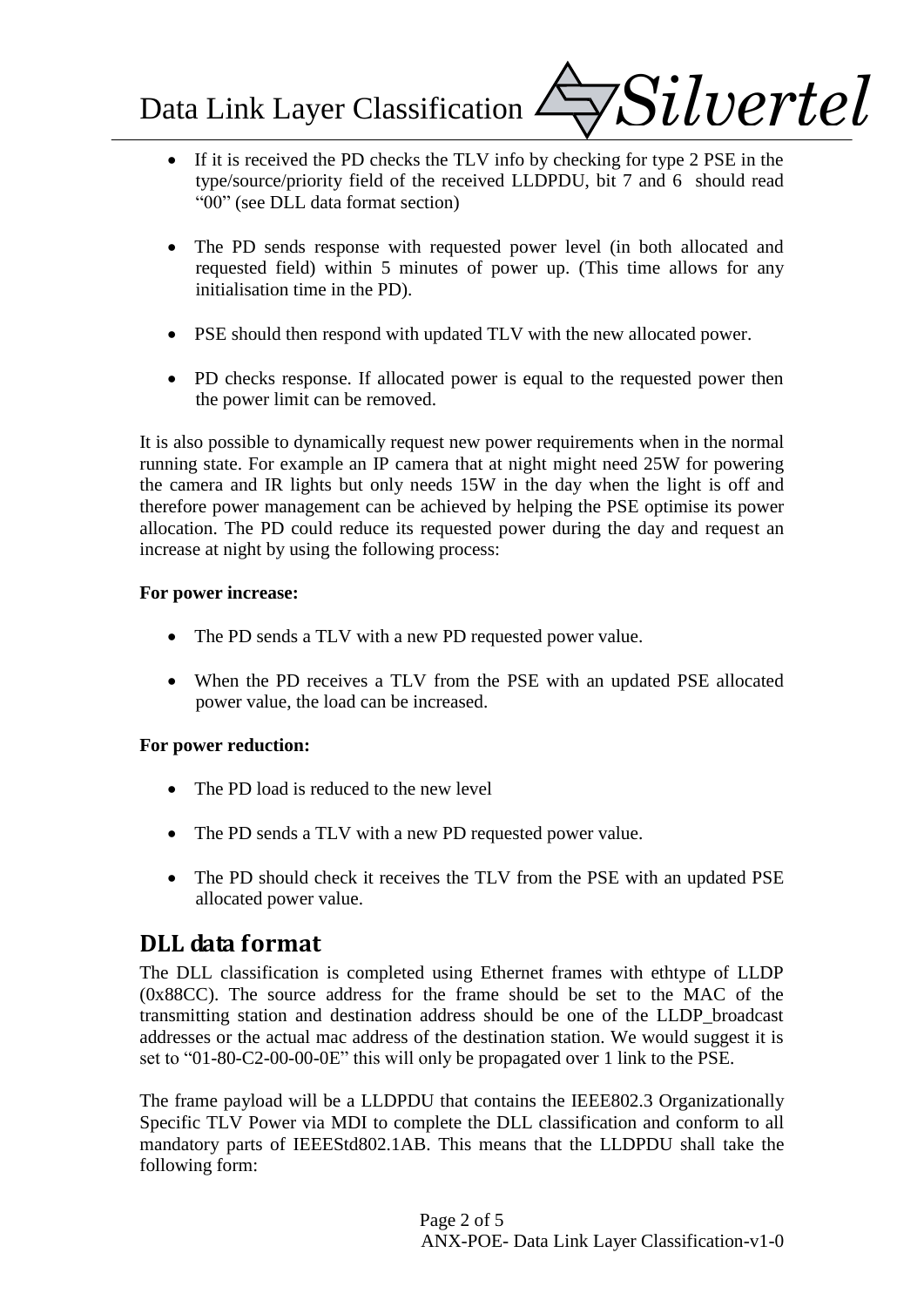- If it is received the PD checks the TLV info by checking for type 2 PSE in the type/source/priority field of the received LLDPDU, bit 7 and 6 should read "00" (see DLL data format section)

- The PD sends response with requested power level (in both allocated and requested field) within 5 minutes of power up. (This time allows for any initialisation time in the PD).

- PSE should then respond with updated TLV with the new allocated power.

- PD checks response. If allocated power is equal to the requested power then the power limit can be removed.

It is also possible to dynamically request new power requirements when in the normal running state. For example an IP camera that at night might need 25W for powering the camera and IR lights but only needs 15W in the day when the light is off and therefore power management can be achieved by helping the PSE optimise its power allocation. The PD could reduce its requested power during the day and request an increase at night by using the following process:

**For power increase:**

- The PD sends a TLV with a new PD requested power value.

- When the PD receives a TLV from the PSE with an updated PSE allocated power value, the load can be increased.

**For power reduction:**

- The PD load is reduced to the new level

- The PD sends a TLV with a new PD requested power value.

- The PD should check it receives the TLV from the PSE with an updated PSE allocated power value.

## DLL data format

The DLL classification is completed using Ethernet frames with ethtype of LLDP (0x88CC). The source address for the frame should be set to the MAC of the transmitting station and destination address should be one of the LLDP_broadcast addresses or the actual mac address of the destination station. We would suggest it is set to "01-80-C2-00-00-0E" this will only be propagated over 1 link to the PSE.

The frame payload will be a LLDPDU that contains the IEEE802.3 Organizationally Specific TLV Power via MDI to complete the DLL classification and conform to all mandatory parts of IEEEStd802.1AB. This means that the LLDPDU shall take the following form: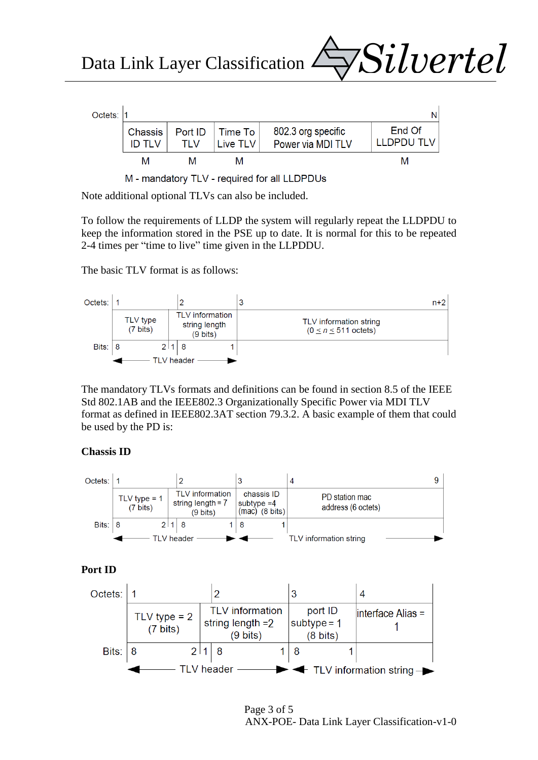| Octets: | 1 | | | | N |
|---|---|---|---|---|---|
| | Chassis ID TLV | Port ID TLV | Time To Live TLV | 802.3 org specific Power via MDI TLV | End Of LLDPDU TLV |
| | M | M | M | | M |

M - mandatory TLV - required for all LLDPDUs

Note additional optional TLVs can also be included.

To follow the requirements of LLDP the system will regularly repeat the LLDPDU to keep the information stored in the PSE up to date. It is normal for this to be repeated 2-4 times per "time to live" time given in the LLPDDU.

The basic TLV format is as follows:

| Octets: | 1 | 2 | 3 … n+2 |
|---|---|---|---|
| | TLV type (7 bits) | TLV information string length (9 bits) | TLV information string ($0 \leq n \leq 511$ octets) |
| Bits: | 8 … 2 | 1 \| 8 … 1 | |
| | TLV header | | |

The mandatory TLVs formats and definitions can be found in section 8.5 of the IEEE Std 802.1AB and the IEEE802.3 Organizationally Specific Power via MDI TLV format as defined in IEEE802.3AT section 79.3.2. A basic example of them that could be used by the PD is:

**Chassis ID**

| Octets: | 1 | 2 | 3 | 4 … 9 |
|---|---|---|---|---|
| | TLV type = 1 (7 bits) | TLV information string length = 7 (9 bits) | chassis ID subtype =4 (mac) (8 bits) | PD station mac address (6 octets) |
| Bits: | 8 … 2 | 1 \| 8 … 1 | 8 … 1 | |
| | TLV header | | TLV information string | |

**Port ID**

| Octets: | 1 | 2 | 3 | 4 |
|---|---|---|---|---|
| | TLV type = 2 (7 bits) | TLV information string length =2 (9 bits) | port ID subtype = 1 (8 bits) | interface Alias = 1 |
| Bits: | 8 … 2 | 1 \| 8 … 1 | 8 … 1 | |
| | TLV header | | TLV information string | |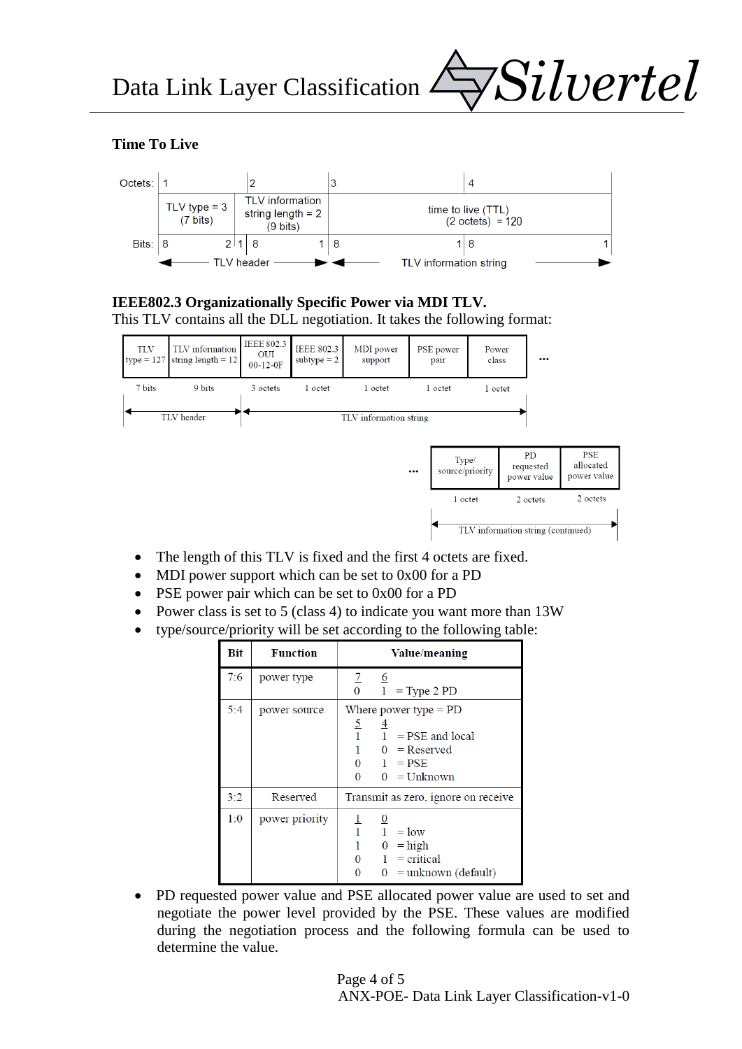### Time To Live

| Octets: | 1 | 2 | 3 | 4 |
|---|---|---|---|---|
| | TLV type = 3 (7 bits) | TLV information string length = 2 (9 bits) | time to live (TTL) (2 octets) = 120 | |
| Bits: | 8 … 2 | 1 … 8 … 1 | 8 … 1 | 8 … 1 |
| | TLV header | | TLV information string | |

### IEEE802.3 Organizationally Specific Power via MDI TLV.

This TLV contains all the DLL negotiation. It takes the following format:

| TLV type = 127 | TLV information string length = 12 | IEEE 802.3 OUI 00-12-0F | IEEE 802.3 subtype = 2 | MDI power support | PSE power pair | Power class | … |
|---|---|---|---|---|---|---|---|
| 7 bits | 9 bits | 3 octets | 1 octet | 1 octet | 1 octet | 1 octet | |
| TLV header | | TLV information string | | | | | |

| … | Type/ source/priority | PD requested power value | PSE allocated power value |
|---|---|---|---|
| | 1 octet | 2 octets | 2 octets |
| | TLV information string (continued) | | |

- The length of this TLV is fixed and the first 4 octets are fixed.
- MDI power support which can be set to 0x00 for a PD
- PSE power pair which can be set to 0x00 for a PD
- Power class is set to 5 (class 4) to indicate you want more than 13W
- type/source/priority will be set according to the following table:

| Bit | Function | Value/meaning |
|---|---|---|
| 7:6 | power type | 7 6<br>0 1 = Type 2 PD |
| 5:4 | power source | Where power type = PD<br>5 4<br>1 1 = PSE and local<br>1 0 = Reserved<br>0 1 = PSE<br>0 0 = Unknown |
| 3:2 | Reserved | Transmit as zero, ignore on receive |
| 1:0 | power priority | 1 0<br>1 1 = low<br>1 0 = high<br>0 1 = critical<br>0 0 = unknown (default) |

- PD requested power value and PSE allocated power value are used to set and negotiate the power level provided by the PSE. These values are modified during the negotiation process and the following formula can be used to determine the value.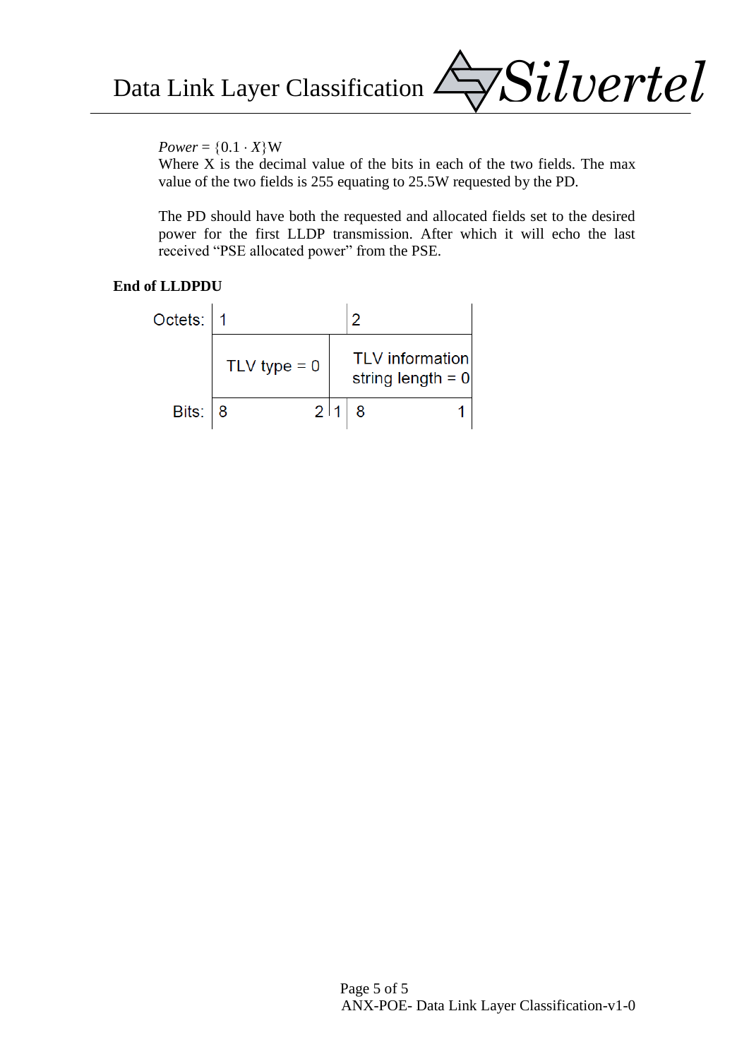$Power = \{0.1 \cdot X\}\text{W}$

Where X is the decimal value of the bits in each of the two fields. The max value of the two fields is 255 equating to 25.5W requested by the PD.

The PD should have both the requested and allocated fields set to the desired power for the first LLDP transmission. After which it will echo the last received “PSE allocated power” from the PSE.

**End of LLDPDU**

| Octets: | 1 | 2 |
|---|---|---|
| | TLV type = 0 | TLV information string length = 0 |
| Bits: | 8 2 | 1 8 1 |